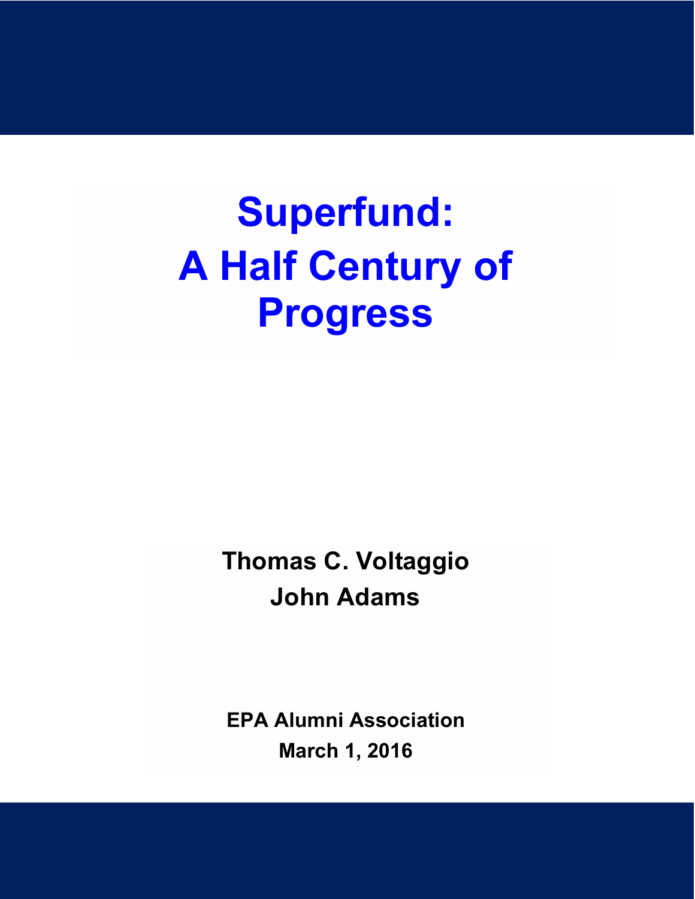# Superfund: A Half Century of Progress

**Thomas C. Voltaggio**
**John Adams**

**EPA Alumni Association**
**March 1, 2016**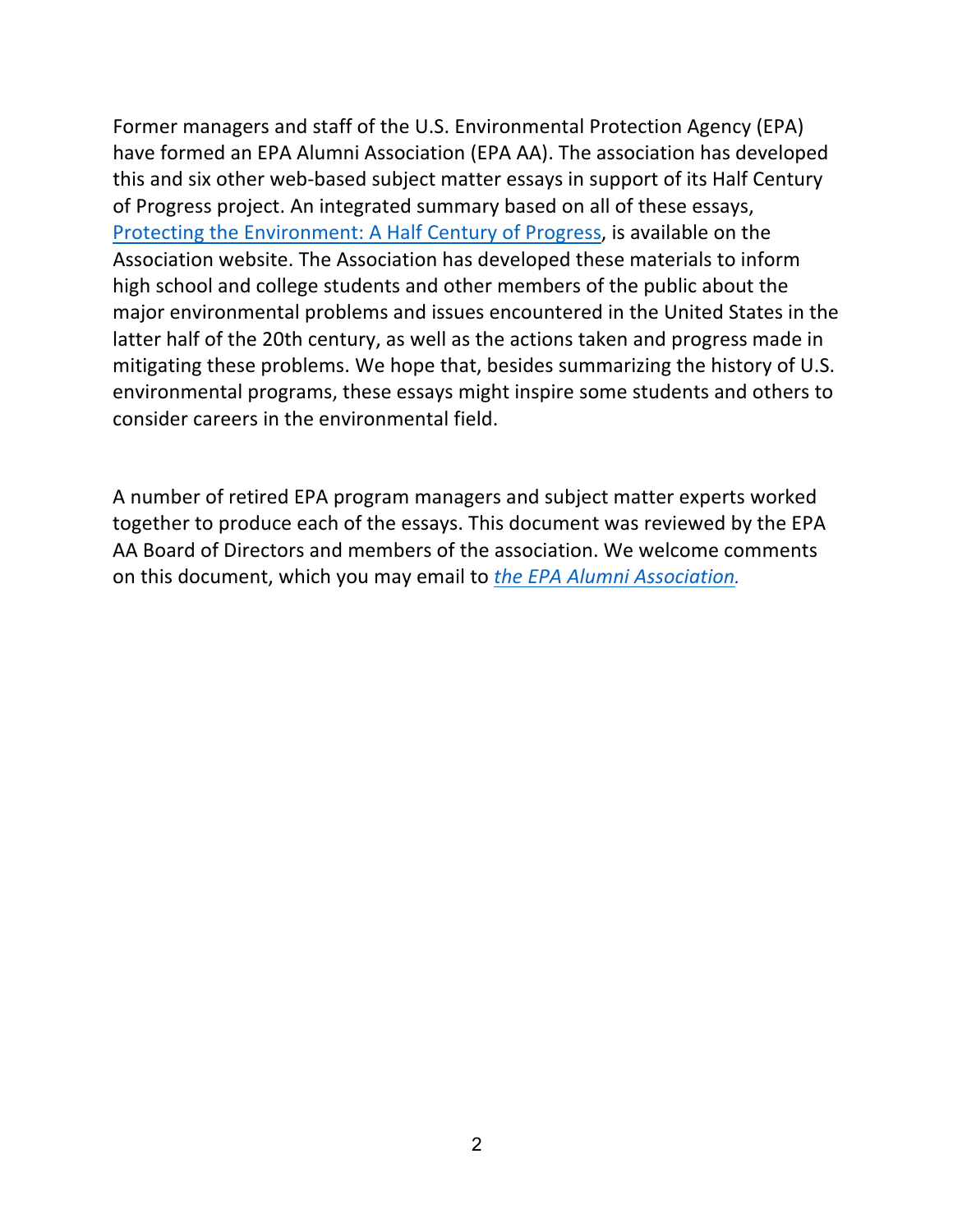Former managers and staff of the U.S. Environmental Protection Agency (EPA) have formed an EPA Alumni Association (EPA AA). The association has developed this and six other web-based subject matter essays in support of its Half Century of Progress project. An integrated summary based on all of these essays, Protecting the Environment: A Half Century of Progress, is available on the Association website. The Association has developed these materials to inform high school and college students and other members of the public about the major environmental problems and issues encountered in the United States in the latter half of the 20th century, as well as the actions taken and progress made in mitigating these problems. We hope that, besides summarizing the history of U.S. environmental programs, these essays might inspire some students and others to consider careers in the environmental field.

A number of retired EPA program managers and subject matter experts worked together to produce each of the essays. This document was reviewed by the EPA AA Board of Directors and members of the association. We welcome comments on this document, which you may email to *the EPA Alumni Association.*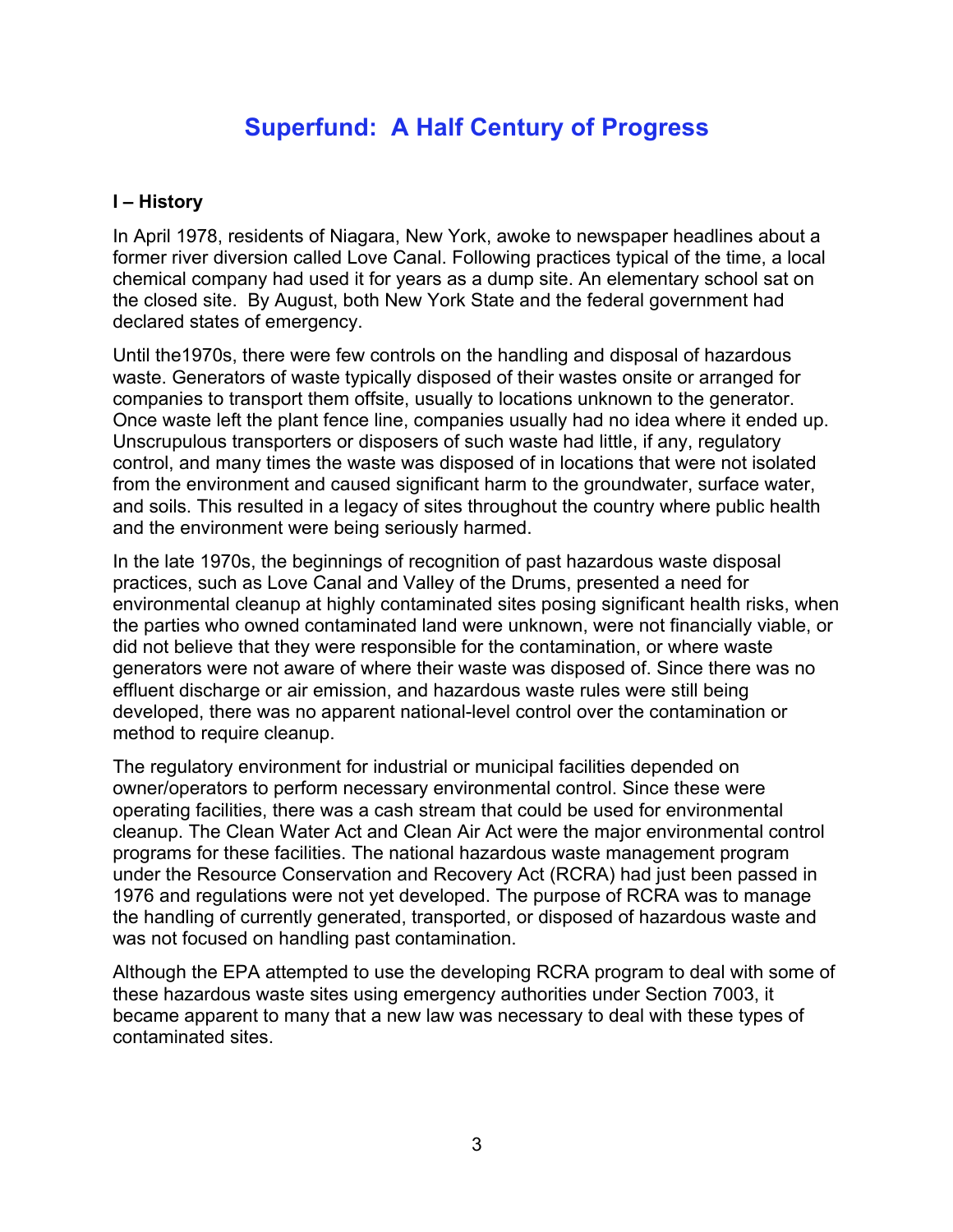# Superfund: A Half Century of Progress

## I – History

In April 1978, residents of Niagara, New York, awoke to newspaper headlines about a former river diversion called Love Canal. Following practices typical of the time, a local chemical company had used it for years as a dump site. An elementary school sat on the closed site. By August, both New York State and the federal government had declared states of emergency.

Until the1970s, there were few controls on the handling and disposal of hazardous waste. Generators of waste typically disposed of their wastes onsite or arranged for companies to transport them offsite, usually to locations unknown to the generator. Once waste left the plant fence line, companies usually had no idea where it ended up. Unscrupulous transporters or disposers of such waste had little, if any, regulatory control, and many times the waste was disposed of in locations that were not isolated from the environment and caused significant harm to the groundwater, surface water, and soils. This resulted in a legacy of sites throughout the country where public health and the environment were being seriously harmed.

In the late 1970s, the beginnings of recognition of past hazardous waste disposal practices, such as Love Canal and Valley of the Drums, presented a need for environmental cleanup at highly contaminated sites posing significant health risks, when the parties who owned contaminated land were unknown, were not financially viable, or did not believe that they were responsible for the contamination, or where waste generators were not aware of where their waste was disposed of. Since there was no effluent discharge or air emission, and hazardous waste rules were still being developed, there was no apparent national-level control over the contamination or method to require cleanup.

The regulatory environment for industrial or municipal facilities depended on owner/operators to perform necessary environmental control. Since these were operating facilities, there was a cash stream that could be used for environmental cleanup. The Clean Water Act and Clean Air Act were the major environmental control programs for these facilities. The national hazardous waste management program under the Resource Conservation and Recovery Act (RCRA) had just been passed in 1976 and regulations were not yet developed. The purpose of RCRA was to manage the handling of currently generated, transported, or disposed of hazardous waste and was not focused on handling past contamination.

Although the EPA attempted to use the developing RCRA program to deal with some of these hazardous waste sites using emergency authorities under Section 7003, it became apparent to many that a new law was necessary to deal with these types of contaminated sites.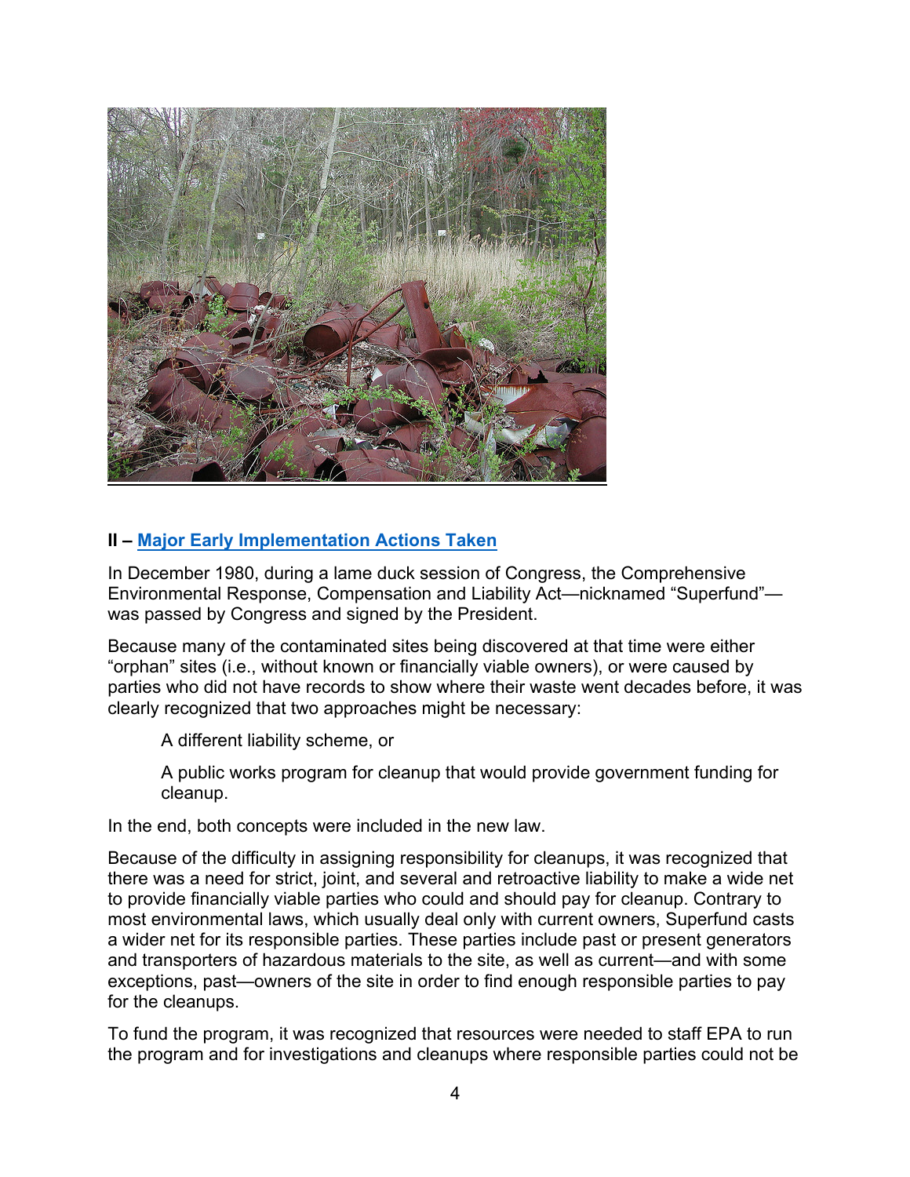## II – Major Early Implementation Actions Taken

In December 1980, during a lame duck session of Congress, the Comprehensive Environmental Response, Compensation and Liability Act—nicknamed "Superfund"—was passed by Congress and signed by the President.

Because many of the contaminated sites being discovered at that time were either "orphan" sites (i.e., without known or financially viable owners), or were caused by parties who did not have records to show where their waste went decades before, it was clearly recognized that two approaches might be necessary:

> A different liability scheme, or
>
> A public works program for cleanup that would provide government funding for cleanup.

In the end, both concepts were included in the new law.

Because of the difficulty in assigning responsibility for cleanups, it was recognized that there was a need for strict, joint, and several and retroactive liability to make a wide net to provide financially viable parties who could and should pay for cleanup. Contrary to most environmental laws, which usually deal only with current owners, Superfund casts a wider net for its responsible parties. These parties include past or present generators and transporters of hazardous materials to the site, as well as current—and with some exceptions, past—owners of the site in order to find enough responsible parties to pay for the cleanups.

To fund the program, it was recognized that resources were needed to staff EPA to run the program and for investigations and cleanups where responsible parties could not be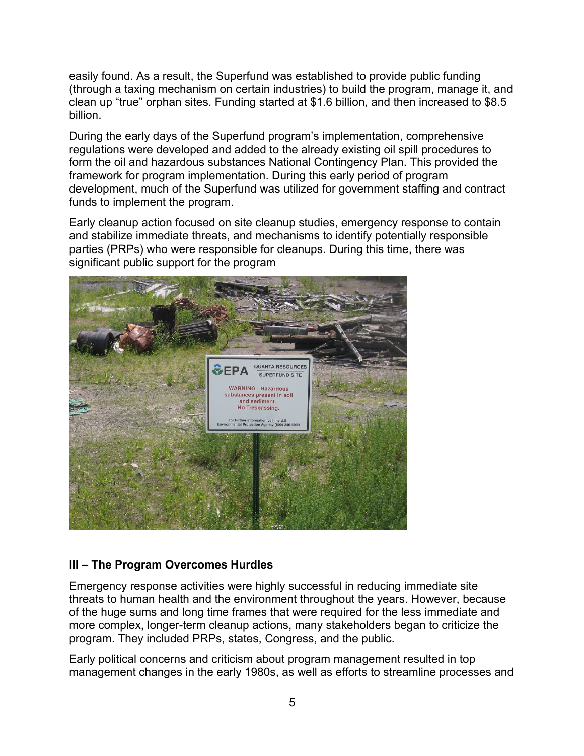easily found. As a result, the Superfund was established to provide public funding (through a taxing mechanism on certain industries) to build the program, manage it, and clean up "true" orphan sites. Funding started at $1.6 billion, and then increased to $8.5 billion.

During the early days of the Superfund program's implementation, comprehensive regulations were developed and added to the already existing oil spill procedures to form the oil and hazardous substances National Contingency Plan. This provided the framework for program implementation. During this early period of program development, much of the Superfund was utilized for government staffing and contract funds to implement the program.

Early cleanup action focused on site cleanup studies, emergency response to contain and stabilize immediate threats, and mechanisms to identify potentially responsible parties (PRPs) who were responsible for cleanups. During this time, there was significant public support for the program

### III – The Program Overcomes Hurdles

Emergency response activities were highly successful in reducing immediate site threats to human health and the environment throughout the years. However, because of the huge sums and long time frames that were required for the less immediate and more complex, longer-term cleanup actions, many stakeholders began to criticize the program. They included PRPs, states, Congress, and the public.

Early political concerns and criticism about program management resulted in top management changes in the early 1980s, as well as efforts to streamline processes and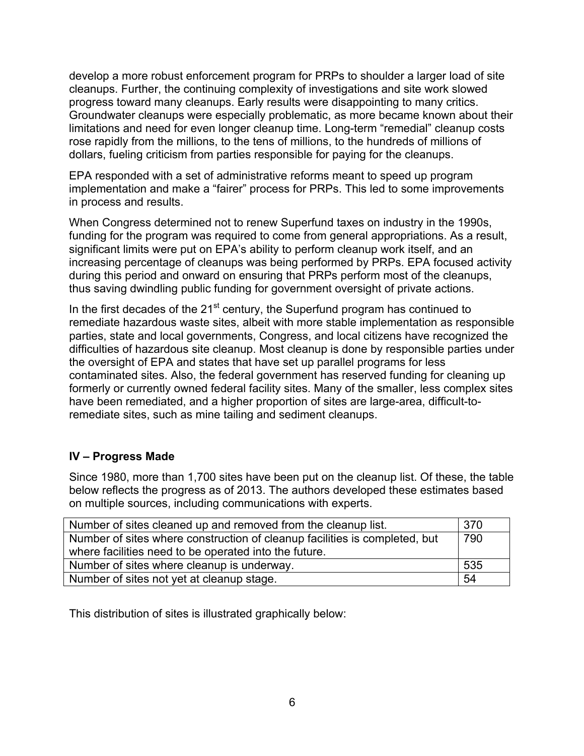develop a more robust enforcement program for PRPs to shoulder a larger load of site cleanups. Further, the continuing complexity of investigations and site work slowed progress toward many cleanups. Early results were disappointing to many critics. Groundwater cleanups were especially problematic, as more became known about their limitations and need for even longer cleanup time. Long-term "remedial" cleanup costs rose rapidly from the millions, to the tens of millions, to the hundreds of millions of dollars, fueling criticism from parties responsible for paying for the cleanups.

EPA responded with a set of administrative reforms meant to speed up program implementation and make a "fairer" process for PRPs. This led to some improvements in process and results.

When Congress determined not to renew Superfund taxes on industry in the 1990s, funding for the program was required to come from general appropriations. As a result, significant limits were put on EPA's ability to perform cleanup work itself, and an increasing percentage of cleanups was being performed by PRPs. EPA focused activity during this period and onward on ensuring that PRPs perform most of the cleanups, thus saving dwindling public funding for government oversight of private actions.

In the first decades of the 21st century, the Superfund program has continued to remediate hazardous waste sites, albeit with more stable implementation as responsible parties, state and local governments, Congress, and local citizens have recognized the difficulties of hazardous site cleanup. Most cleanup is done by responsible parties under the oversight of EPA and states that have set up parallel programs for less contaminated sites. Also, the federal government has reserved funding for cleaning up formerly or currently owned federal facility sites. Many of the smaller, less complex sites have been remediated, and a higher proportion of sites are large-area, difficult-to-remediate sites, such as mine tailing and sediment cleanups.

## IV – Progress Made

Since 1980, more than 1,700 sites have been put on the cleanup list. Of these, the table below reflects the progress as of 2013. The authors developed these estimates based on multiple sources, including communications with experts.

| | |
|---|---|
| Number of sites cleaned up and removed from the cleanup list. | 370 |
| Number of sites where construction of cleanup facilities is completed, but where facilities need to be operated into the future. | 790 |
| Number of sites where cleanup is underway. | 535 |
| Number of sites not yet at cleanup stage. | 54 |

This distribution of sites is illustrated graphically below: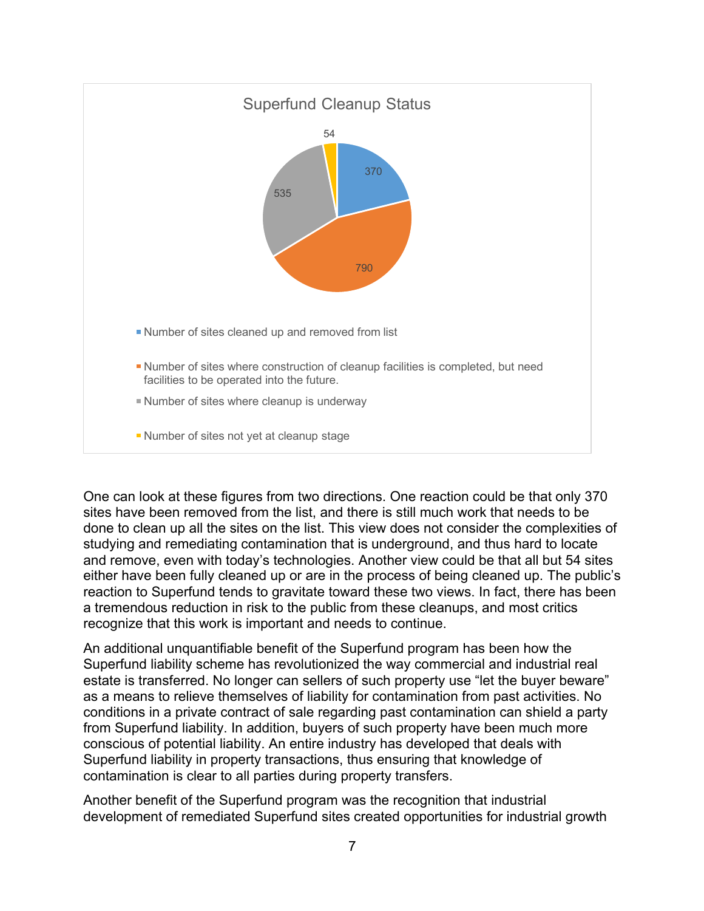Superfund Cleanup Status

54

370

535

790

- Number of sites cleaned up and removed from list
- Number of sites where construction of cleanup facilities is completed, but need facilities to be operated into the future.
- Number of sites where cleanup is underway
- Number of sites not yet at cleanup stage

One can look at these figures from two directions. One reaction could be that only 370 sites have been removed from the list, and there is still much work that needs to be done to clean up all the sites on the list. This view does not consider the complexities of studying and remediating contamination that is underground, and thus hard to locate and remove, even with today's technologies. Another view could be that all but 54 sites either have been fully cleaned up or are in the process of being cleaned up. The public's reaction to Superfund tends to gravitate toward these two views. In fact, there has been a tremendous reduction in risk to the public from these cleanups, and most critics recognize that this work is important and needs to continue.

An additional unquantifiable benefit of the Superfund program has been how the Superfund liability scheme has revolutionized the way commercial and industrial real estate is transferred. No longer can sellers of such property use "let the buyer beware" as a means to relieve themselves of liability for contamination from past activities. No conditions in a private contract of sale regarding past contamination can shield a party from Superfund liability. In addition, buyers of such property have been much more conscious of potential liability. An entire industry has developed that deals with Superfund liability in property transactions, thus ensuring that knowledge of contamination is clear to all parties during property transfers.

Another benefit of the Superfund program was the recognition that industrial development of remediated Superfund sites created opportunities for industrial growth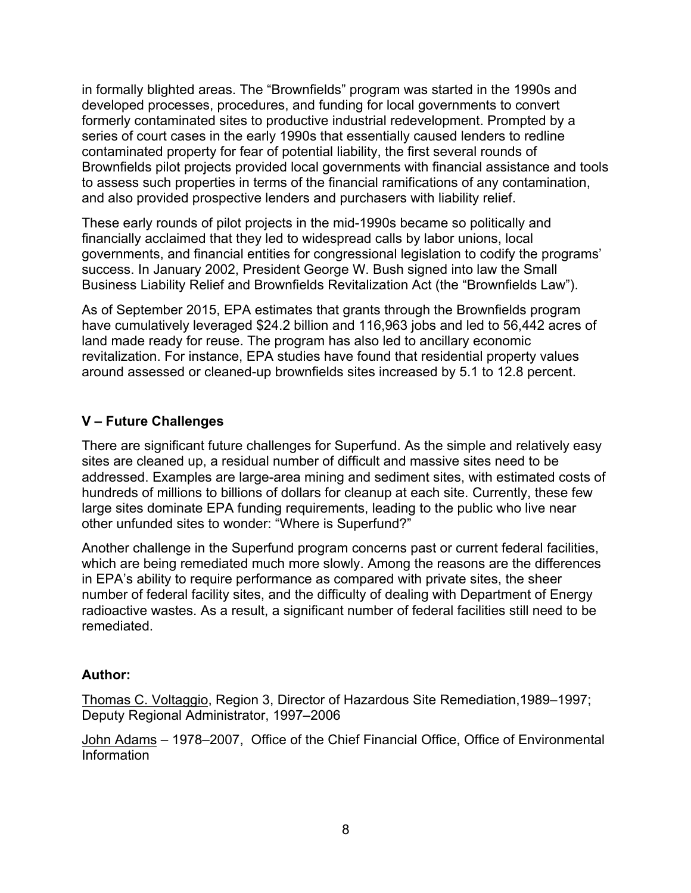in formally blighted areas. The "Brownfields" program was started in the 1990s and developed processes, procedures, and funding for local governments to convert formerly contaminated sites to productive industrial redevelopment. Prompted by a series of court cases in the early 1990s that essentially caused lenders to redline contaminated property for fear of potential liability, the first several rounds of Brownfields pilot projects provided local governments with financial assistance and tools to assess such properties in terms of the financial ramifications of any contamination, and also provided prospective lenders and purchasers with liability relief.

These early rounds of pilot projects in the mid-1990s became so politically and financially acclaimed that they led to widespread calls by labor unions, local governments, and financial entities for congressional legislation to codify the programs' success. In January 2002, President George W. Bush signed into law the Small Business Liability Relief and Brownfields Revitalization Act (the "Brownfields Law").

As of September 2015, EPA estimates that grants through the Brownfields program have cumulatively leveraged $24.2 billion and 116,963 jobs and led to 56,442 acres of land made ready for reuse. The program has also led to ancillary economic revitalization. For instance, EPA studies have found that residential property values around assessed or cleaned-up brownfields sites increased by 5.1 to 12.8 percent.

### V – Future Challenges

There are significant future challenges for Superfund. As the simple and relatively easy sites are cleaned up, a residual number of difficult and massive sites need to be addressed. Examples are large-area mining and sediment sites, with estimated costs of hundreds of millions to billions of dollars for cleanup at each site. Currently, these few large sites dominate EPA funding requirements, leading to the public who live near other unfunded sites to wonder: "Where is Superfund?"

Another challenge in the Superfund program concerns past or current federal facilities, which are being remediated much more slowly. Among the reasons are the differences in EPA's ability to require performance as compared with private sites, the sheer number of federal facility sites, and the difficulty of dealing with Department of Energy radioactive wastes. As a result, a significant number of federal facilities still need to be remediated.

### Author:

Thomas C. Voltaggio, Region 3, Director of Hazardous Site Remediation,1989–1997; Deputy Regional Administrator, 1997–2006

John Adams – 1978–2007, Office of the Chief Financial Office, Office of Environmental Information